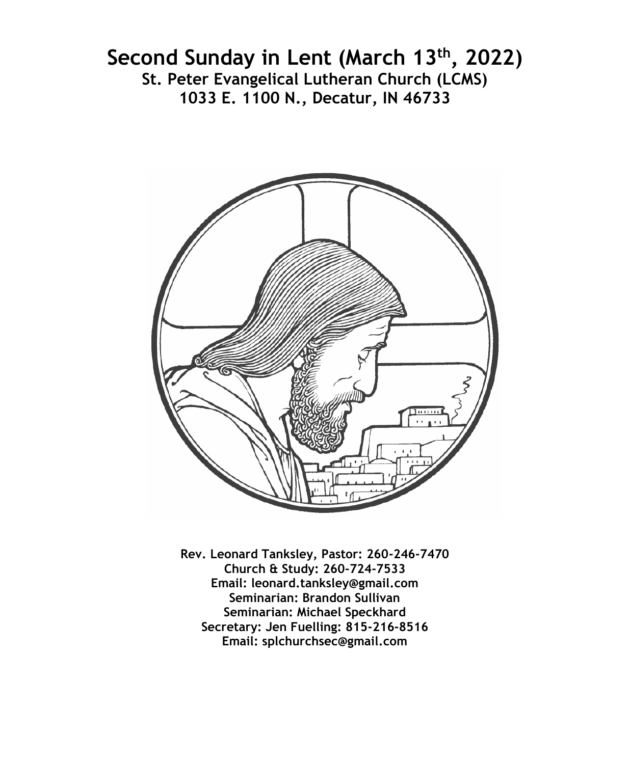# Second Sunday in Lent (March 13th, 2022)

## St. Peter Evangelical Lutheran Church (LCMS)

## 1033 E. 1100 N., Decatur, IN 46733

**Rev. Leonard Tanksley, Pastor: 260-246-7470**
**Church & Study: 260-724-7533**
**Email: leonard.tanksley@gmail.com**
**Seminarian: Brandon Sullivan**
**Seminarian: Michael Speckhard**
**Secretary: Jen Fuelling: 815-216-8516**
**Email: splchurchsec@gmail.com**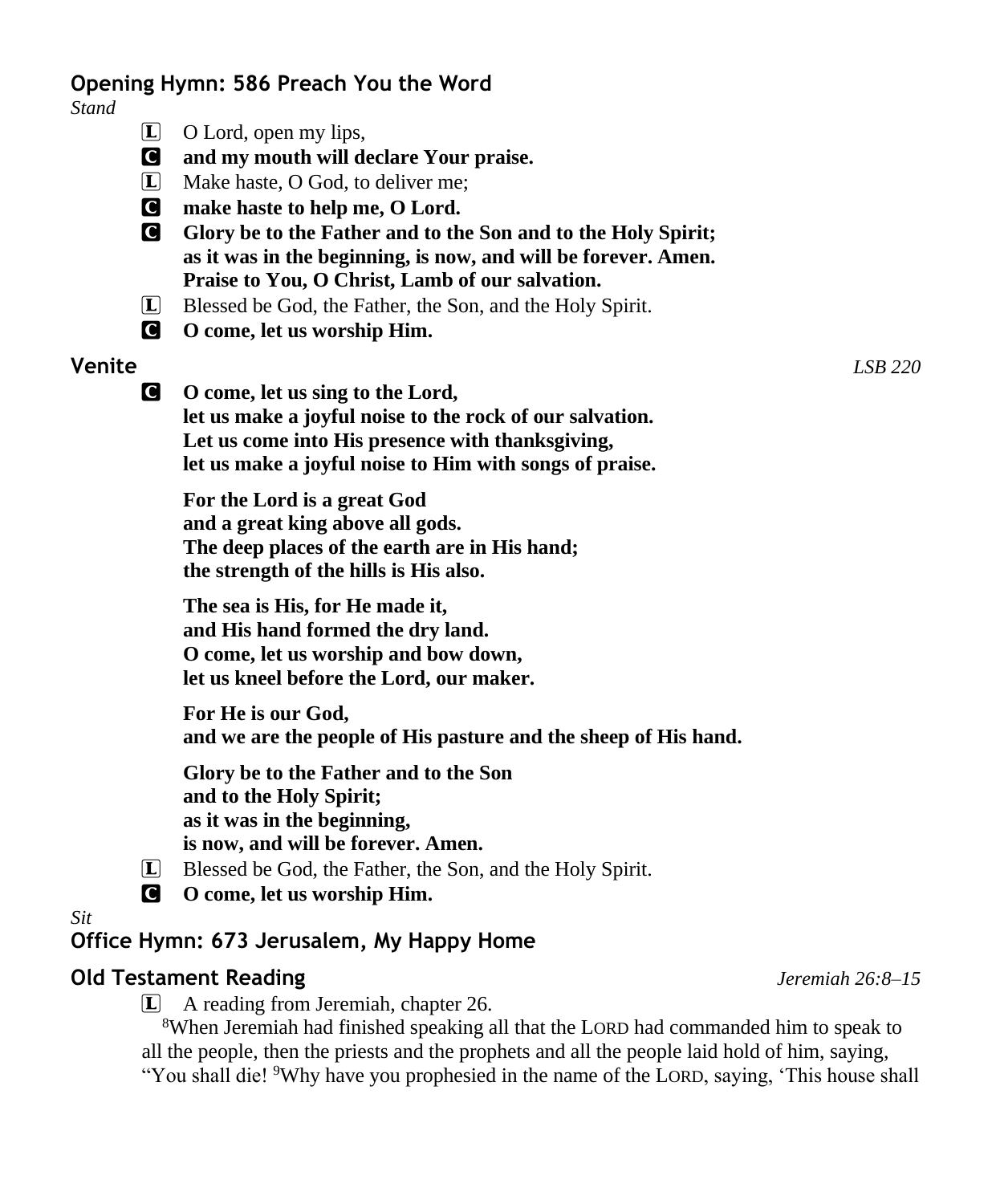## Opening Hymn: 586 Preach You the Word

*Stand*

L O Lord, open my lips,

C **and my mouth will declare Your praise.**

L Make haste, O God, to deliver me;

C **make haste to help me, O Lord.**

C **Glory be to the Father and to the Son and to the Holy Spirit;**
**as it was in the beginning, is now, and will be forever. Amen.**
**Praise to You, O Christ, Lamb of our salvation.**

L Blessed be God, the Father, the Son, and the Holy Spirit.

C **O come, let us worship Him.**

## Venite

*LSB 220*

C **O come, let us sing to the Lord,**
**let us make a joyful noise to the rock of our salvation.**
**Let us come into His presence with thanksgiving,**
**let us make a joyful noise to Him with songs of praise.**

**For the Lord is a great God**
**and a great king above all gods.**
**The deep places of the earth are in His hand;**
**the strength of the hills is His also.**

**The sea is His, for He made it,**
**and His hand formed the dry land.**
**O come, let us worship and bow down,**
**let us kneel before the Lord, our maker.**

**For He is our God,**
**and we are the people of His pasture and the sheep of His hand.**

**Glory be to the Father and to the Son**
**and to the Holy Spirit;**
**as it was in the beginning,**
**is now, and will be forever. Amen.**

L Blessed be God, the Father, the Son, and the Holy Spirit.

C **O come, let us worship Him.**

*Sit*

## Office Hymn: 673 Jerusalem, My Happy Home

## Old Testament Reading

*Jeremiah 26:8–15*

L A reading from Jeremiah, chapter 26.

[8]When Jeremiah had finished speaking all that the LORD had commanded him to speak to all the people, then the priests and the prophets and all the people laid hold of him, saying, "You shall die! [9]Why have you prophesied in the name of the LORD, saying, 'This house shall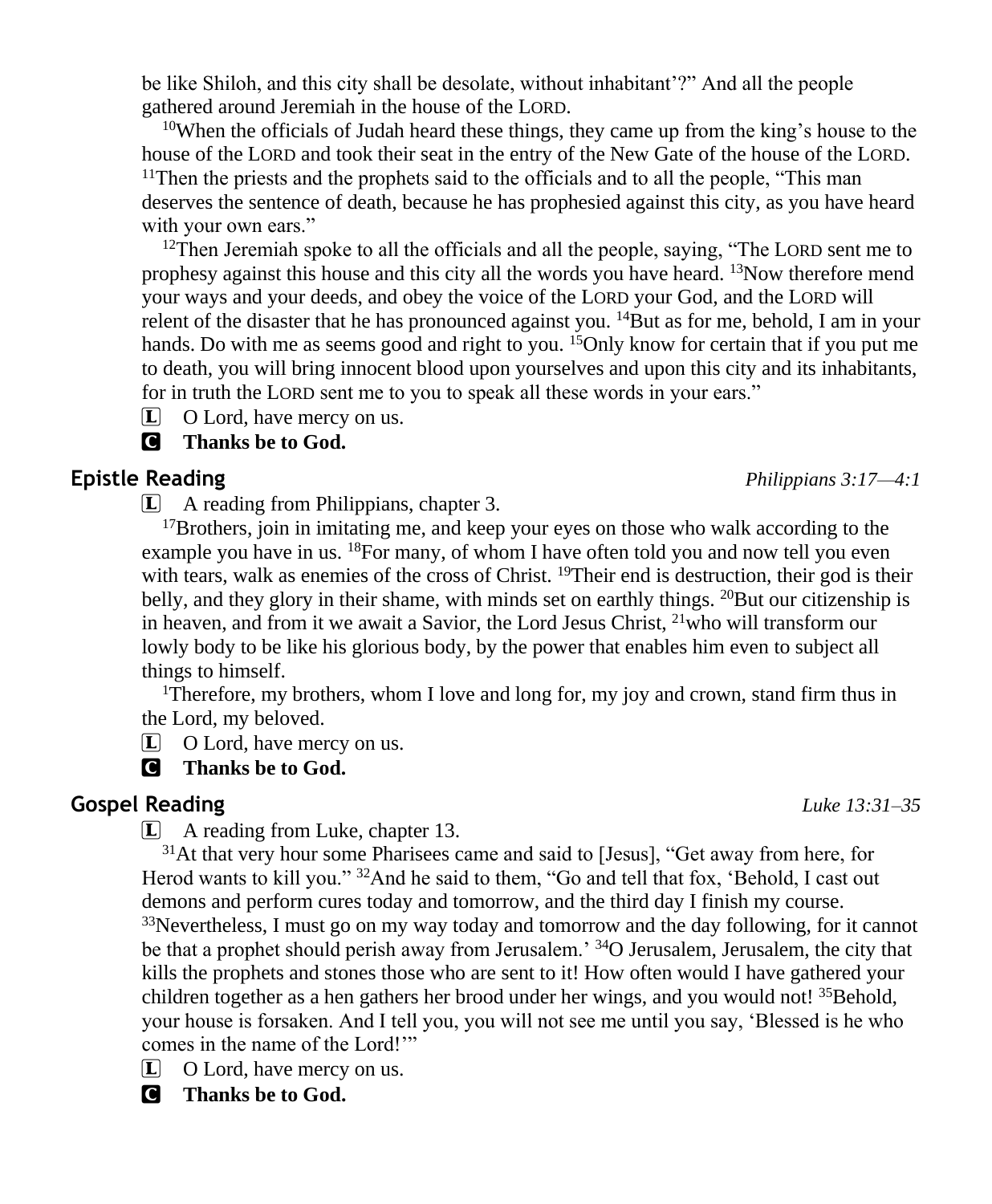be like Shiloh, and this city shall be desolate, without inhabitant'?" And all the people gathered around Jeremiah in the house of the LORD.

[10]When the officials of Judah heard these things, they came up from the king's house to the house of the LORD and took their seat in the entry of the New Gate of the house of the LORD. [11]Then the priests and the prophets said to the officials and to all the people, "This man deserves the sentence of death, because he has prophesied against this city, as you have heard with your own ears."

[12]Then Jeremiah spoke to all the officials and all the people, saying, "The LORD sent me to prophesy against this house and this city all the words you have heard. [13]Now therefore mend your ways and your deeds, and obey the voice of the LORD your God, and the LORD will relent of the disaster that he has pronounced against you. [14]But as for me, behold, I am in your hands. Do with me as seems good and right to you. [15]Only know for certain that if you put me to death, you will bring innocent blood upon yourselves and upon this city and its inhabitants, for in truth the LORD sent me to you to speak all these words in your ears."

L O Lord, have mercy on us.

C **Thanks be to God.**

## Epistle Reading *Philippians 3:17—4:1*

L A reading from Philippians, chapter 3.

[17]Brothers, join in imitating me, and keep your eyes on those who walk according to the example you have in us. [18]For many, of whom I have often told you and now tell you even with tears, walk as enemies of the cross of Christ. [19]Their end is destruction, their god is their belly, and they glory in their shame, with minds set on earthly things. [20]But our citizenship is in heaven, and from it we await a Savior, the Lord Jesus Christ, [21]who will transform our lowly body to be like his glorious body, by the power that enables him even to subject all things to himself.

[1]Therefore, my brothers, whom I love and long for, my joy and crown, stand firm thus in the Lord, my beloved.

L O Lord, have mercy on us.

C **Thanks be to God.**

## Gospel Reading *Luke 13:31–35*

L A reading from Luke, chapter 13.

[31]At that very hour some Pharisees came and said to [Jesus], "Get away from here, for Herod wants to kill you." [32]And he said to them, "Go and tell that fox, 'Behold, I cast out demons and perform cures today and tomorrow, and the third day I finish my course. [33]Nevertheless, I must go on my way today and tomorrow and the day following, for it cannot be that a prophet should perish away from Jerusalem.' [34]O Jerusalem, Jerusalem, the city that kills the prophets and stones those who are sent to it! How often would I have gathered your children together as a hen gathers her brood under her wings, and you would not! [35]Behold, your house is forsaken. And I tell you, you will not see me until you say, 'Blessed is he who comes in the name of the Lord!'"

L O Lord, have mercy on us.

C **Thanks be to God.**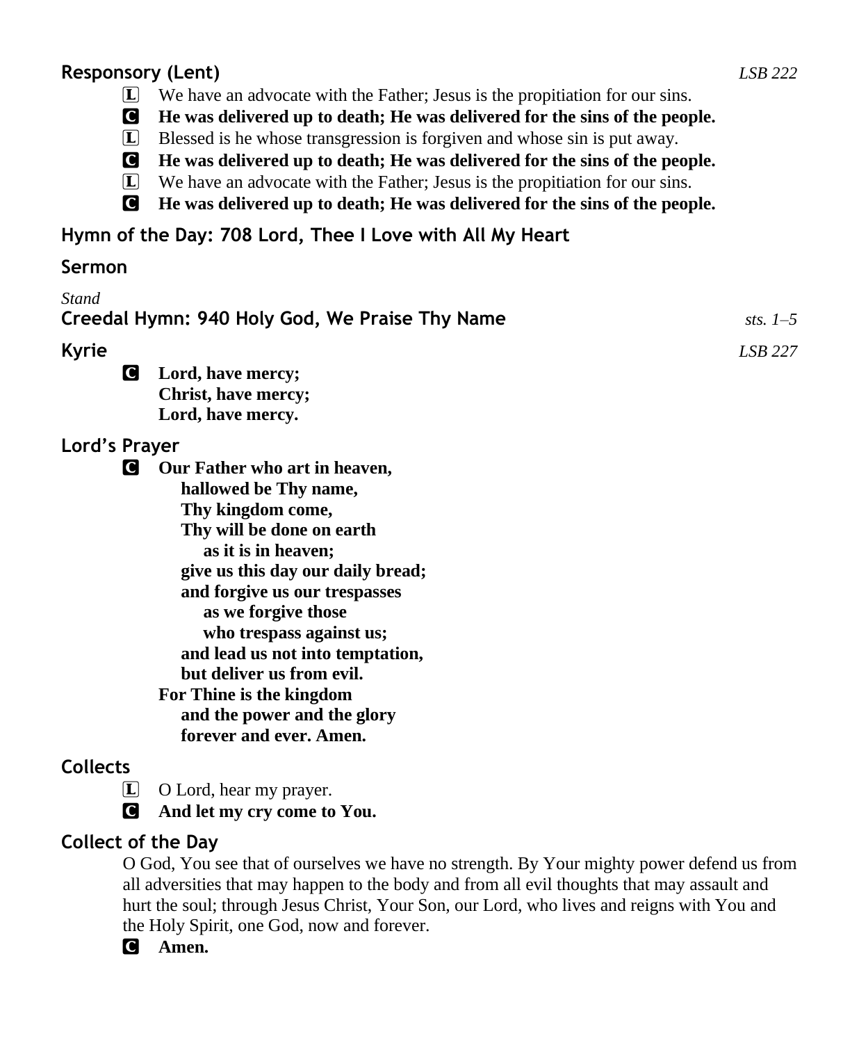## Responsory (Lent) *LSB 222*

L We have an advocate with the Father; Jesus is the propitiation for our sins.

C **He was delivered up to death; He was delivered for the sins of the people.**

L Blessed is he whose transgression is forgiven and whose sin is put away.

C **He was delivered up to death; He was delivered for the sins of the people.**

L We have an advocate with the Father; Jesus is the propitiation for our sins.

C **He was delivered up to death; He was delivered for the sins of the people.**

## Hymn of the Day: 708 Lord, Thee I Love with All My Heart

## Sermon

*Stand*

## Creedal Hymn: 940 Holy God, We Praise Thy Name *sts. 1–5*

## Kyrie *LSB 227*

C **Lord, have mercy;**
**Christ, have mercy;**
**Lord, have mercy.**

## Lord's Prayer

C **Our Father who art in heaven,**
**hallowed be Thy name,**
**Thy kingdom come,**
**Thy will be done on earth**
**as it is in heaven;**
**give us this day our daily bread;**
**and forgive us our trespasses**
**as we forgive those**
**who trespass against us;**
**and lead us not into temptation,**
**but deliver us from evil.**
**For Thine is the kingdom**
**and the power and the glory**
**forever and ever. Amen.**

## Collects

L O Lord, hear my prayer.

C **And let my cry come to You.**

## Collect of the Day

O God, You see that of ourselves we have no strength. By Your mighty power defend us from all adversities that may happen to the body and from all evil thoughts that may assault and hurt the soul; through Jesus Christ, Your Son, our Lord, who lives and reigns with You and the Holy Spirit, one God, now and forever.

C **Amen.**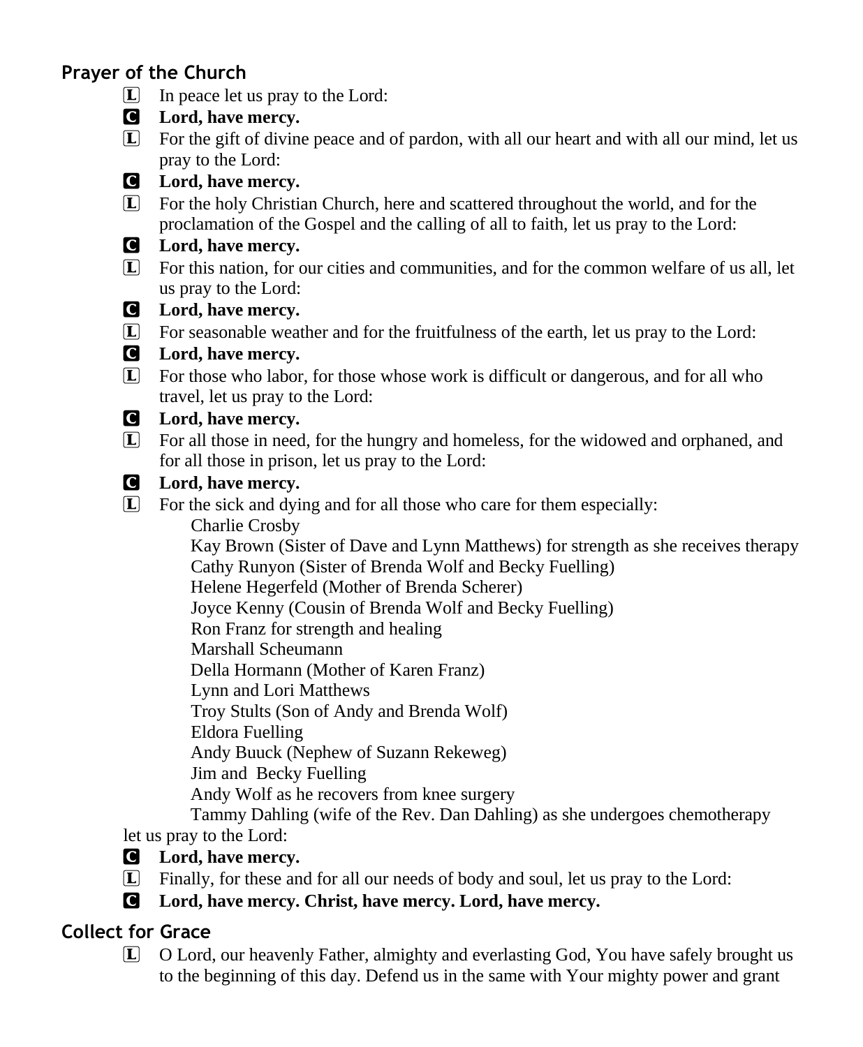## Prayer of the Church

L In peace let us pray to the Lord:

**C Lord, have mercy.**

L For the gift of divine peace and of pardon, with all our heart and with all our mind, let us pray to the Lord:

**C Lord, have mercy.**

L For the holy Christian Church, here and scattered throughout the world, and for the proclamation of the Gospel and the calling of all to faith, let us pray to the Lord:

**C Lord, have mercy.**

L For this nation, for our cities and communities, and for the common welfare of us all, let us pray to the Lord:

**C Lord, have mercy.**

L For seasonable weather and for the fruitfulness of the earth, let us pray to the Lord:

**C Lord, have mercy.**

L For those who labor, for those whose work is difficult or dangerous, and for all who travel, let us pray to the Lord:

**C Lord, have mercy.**

L For all those in need, for the hungry and homeless, for the widowed and orphaned, and for all those in prison, let us pray to the Lord:

**C Lord, have mercy.**

L For the sick and dying and for all those who care for them especially:

Charlie Crosby
Kay Brown (Sister of Dave and Lynn Matthews) for strength as she receives therapy
Cathy Runyon (Sister of Brenda Wolf and Becky Fuelling)
Helene Hegerfeld (Mother of Brenda Scherer)
Joyce Kenny (Cousin of Brenda Wolf and Becky Fuelling)
Ron Franz for strength and healing
Marshall Scheumann
Della Hormann (Mother of Karen Franz)
Lynn and Lori Matthews
Troy Stults (Son of Andy and Brenda Wolf)
Eldora Fuelling
Andy Buuck (Nephew of Suzann Rekeweg)
Jim and Becky Fuelling
Andy Wolf as he recovers from knee surgery
Tammy Dahling (wife of the Rev. Dan Dahling) as she undergoes chemotherapy

let us pray to the Lord:

**C Lord, have mercy.**

L Finally, for these and for all our needs of body and soul, let us pray to the Lord:

**C Lord, have mercy. Christ, have mercy. Lord, have mercy.**

## Collect for Grace

L O Lord, our heavenly Father, almighty and everlasting God, You have safely brought us to the beginning of this day. Defend us in the same with Your mighty power and grant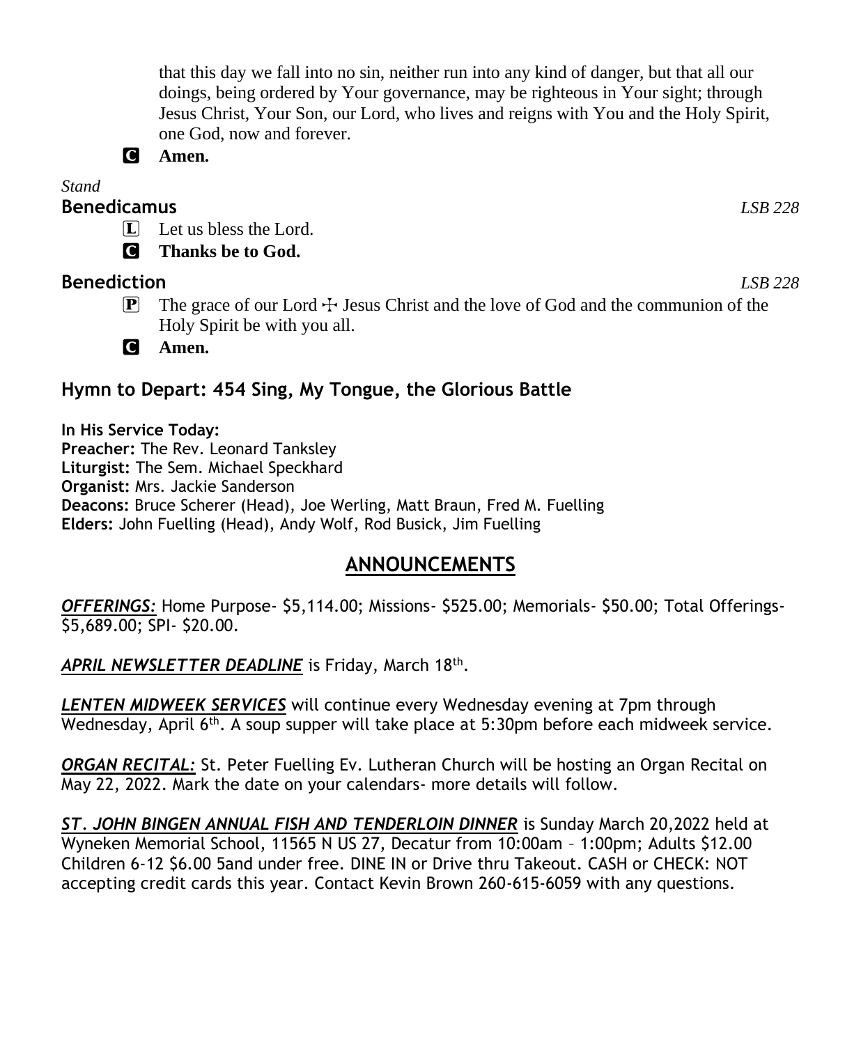that this day we fall into no sin, neither run into any kind of danger, but that all our doings, being ordered by Your governance, may be righteous in Your sight; through Jesus Christ, Your Son, our Lord, who lives and reigns with You and the Holy Spirit, one God, now and forever.

**C Amen.**

*Stand*

## Benedicamus *LSB 228*

L Let us bless the Lord.

**C Thanks be to God.**

## Benediction *LSB 228*

P The grace of our Lord ☩ Jesus Christ and the love of God and the communion of the Holy Spirit be with you all.

**C Amen.**

## Hymn to Depart: 454 Sing, My Tongue, the Glorious Battle

**In His Service Today:**
**Preacher:** The Rev. Leonard Tanksley
**Liturgist:** The Sem. Michael Speckhard
**Organist:** Mrs. Jackie Sanderson
**Deacons:** Bruce Scherer (Head), Joe Werling, Matt Braun, Fred M. Fuelling
**Elders:** John Fuelling (Head), Andy Wolf, Rod Busick, Jim Fuelling

# ANNOUNCEMENTS

***OFFERINGS:*** Home Purpose- $5,114.00; Missions- $525.00; Memorials- $50.00; Total Offerings- $5,689.00; SPI- $20.00.

***APRIL NEWSLETTER DEADLINE*** is Friday, March 18th.

***LENTEN MIDWEEK SERVICES*** will continue every Wednesday evening at 7pm through Wednesday, April 6th. A soup supper will take place at 5:30pm before each midweek service.

***ORGAN RECITAL:*** St. Peter Fuelling Ev. Lutheran Church will be hosting an Organ Recital on May 22, 2022. Mark the date on your calendars- more details will follow.

***ST. JOHN BINGEN ANNUAL FISH AND TENDERLOIN DINNER*** is Sunday March 20,2022 held at Wyneken Memorial School, 11565 N US 27, Decatur from 10:00am – 1:00pm; Adults $12.00 Children 6-12 $6.00 5and under free. DINE IN or Drive thru Takeout. CASH or CHECK: NOT accepting credit cards this year. Contact Kevin Brown 260-615-6059 with any questions.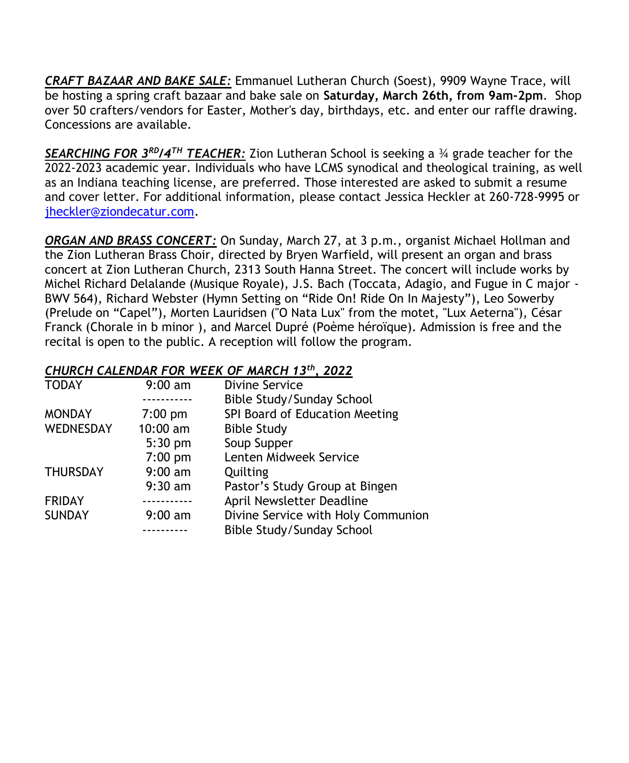***CRAFT BAZAAR AND BAKE SALE:*** Emmanuel Lutheran Church (Soest), 9909 Wayne Trace, will be hosting a spring craft bazaar and bake sale on **Saturday, March 26th, from 9am-2pm**. Shop over 50 crafters/vendors for Easter, Mother's day, birthdays, etc. and enter our raffle drawing. Concessions are available.

***SEARCHING FOR 3RD/4TH TEACHER:*** Zion Lutheran School is seeking a ¾ grade teacher for the 2022-2023 academic year. Individuals who have LCMS synodical and theological training, as well as an Indiana teaching license, are preferred. Those interested are asked to submit a resume and cover letter. For additional information, please contact Jessica Heckler at 260-728-9995 or jheckler@ziondecatur.com.

***ORGAN AND BRASS CONCERT:*** On Sunday, March 27, at 3 p.m., organist Michael Hollman and the Zion Lutheran Brass Choir, directed by Bryen Warfield, will present an organ and brass concert at Zion Lutheran Church, 2313 South Hanna Street. The concert will include works by Michel Richard Delalande (Musique Royale), J.S. Bach (Toccata, Adagio, and Fugue in C major - BWV 564), Richard Webster (Hymn Setting on "Ride On! Ride On In Majesty"), Leo Sowerby (Prelude on "Capel"), Morten Lauridsen ("O Nata Lux" from the motet, "Lux Aeterna"), César Franck (Chorale in b minor ), and Marcel Dupré (Poème héroïque). Admission is free and the recital is open to the public. A reception will follow the program.

***CHURCH CALENDAR FOR WEEK OF MARCH 13th, 2022***

| | | |
|---|---|---|
| TODAY | 9:00 am | Divine Service |
| | ----------- | Bible Study/Sunday School |
| MONDAY | 7:00 pm | SPI Board of Education Meeting |
| WEDNESDAY | 10:00 am | Bible Study |
| | 5:30 pm | Soup Supper |
| | 7:00 pm | Lenten Midweek Service |
| THURSDAY | 9:00 am | Quilting |
| | 9:30 am | Pastor's Study Group at Bingen |
| FRIDAY | ----------- | April Newsletter Deadline |
| SUNDAY | 9:00 am | Divine Service with Holy Communion |
| | ---------- | Bible Study/Sunday School |